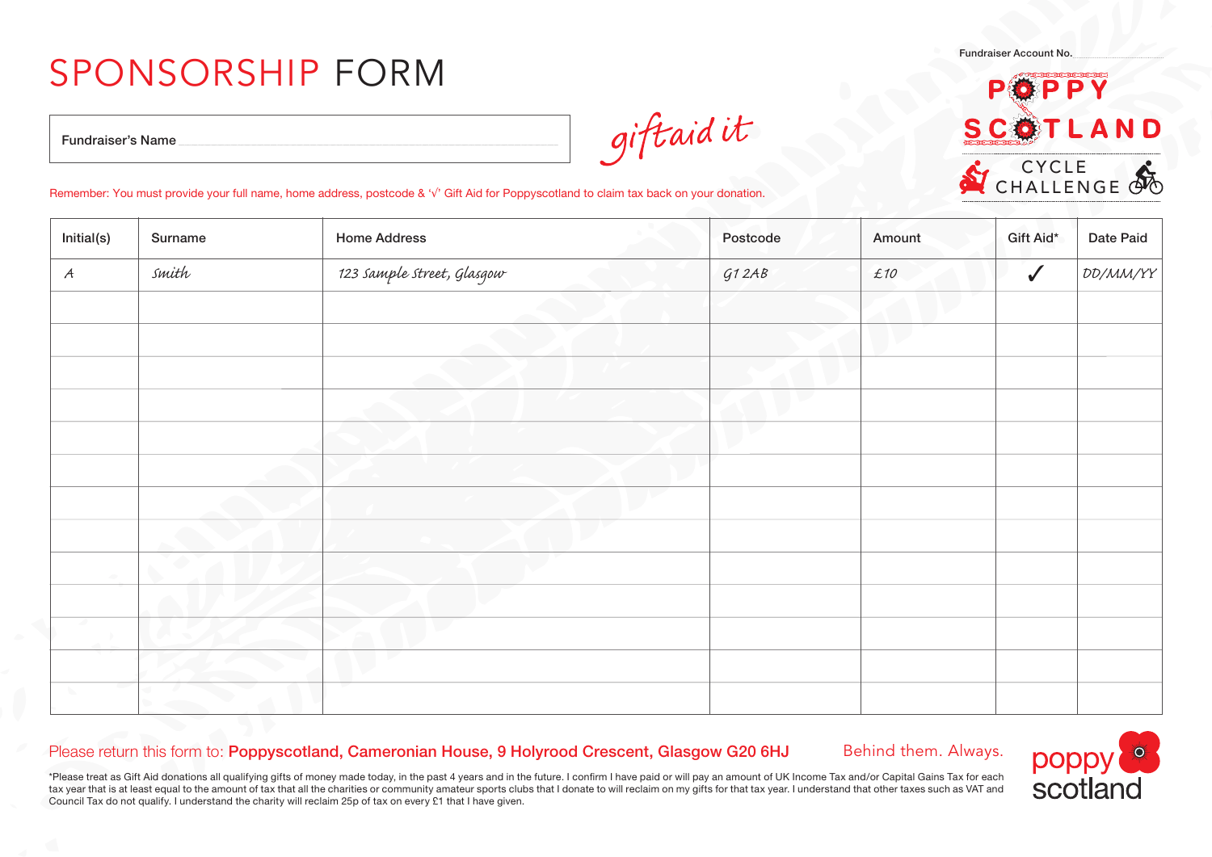# SPONSORSHIP FORM

Fundraiser Account No. ..............................

**POPPY SCOTLAND CYCLE CHALLENGE**

Fundraiser's Name ..............................................................................

*giftaid it*

Remember: You must provide your full name, home address, postcode & '√' Gift Aid for Poppyscotland to claim tax back on your donation.

| Initial(s) | Surname | Home Address | Postcode | Amount | Gift Aid* | Date Paid |
|---|---|---|---|---|---|---|
| A | Smith | 123 Sample Street, Glasgow | G1 2AB | £10 | ✓ | DD/MM/YY |
| | | | | | | |
| | | | | | | |
| | | | | | | |
| | | | | | | |
| | | | | | | |
| | | | | | | |
| | | | | | | |
| | | | | | | |
| | | | | | | |
| | | | | | | |
| | | | | | | |
| | | | | | | |
| | | | | | | |

Please return this form to: **Poppyscotland, Cameronian House, 9 Holyrood Crescent, Glasgow G20 6HJ**

Behind them. Always.

*Please treat as Gift Aid donations all qualifying gifts of money made today, in the past 4 years and in the future. I confirm I have paid or will pay an amount of UK Income Tax and/or Capital Gains Tax for each tax year that is at least equal to the amount of tax that all the charities or community amateur sports clubs that I donate to will reclaim on my gifts for that tax year. I understand that other taxes such as VAT and Council Tax do not qualify. I understand the charity will reclaim 25p of tax on every £1 that I have given.

poppy scotland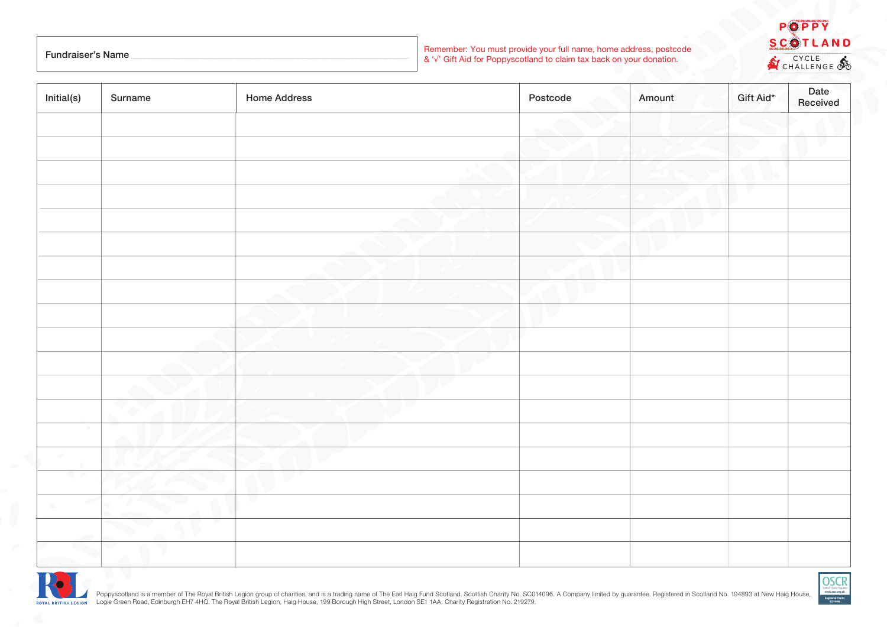Fundraiser's Name ______________________________

Remember: You must provide your full name, home address, postcode & '√' Gift Aid for Poppyscotland to claim tax back on your donation.

POPPY SCOTLAND CYCLE CHALLENGE

| Initial(s) | Surname | Home Address | Postcode | Amount | Gift Aid* | Date Received |
|---|---|---|---|---|---|---|
| | | | | | | |
| | | | | | | |
| | | | | | | |
| | | | | | | |
| | | | | | | |
| | | | | | | |
| | | | | | | |
| | | | | | | |
| | | | | | | |
| | | | | | | |
| | | | | | | |
| | | | | | | |
| | | | | | | |
| | | | | | | |
| | | | | | | |
| | | | | | | |
| | | | | | | |
| | | | | | | |
| | | | | | | |

ROYAL BRITISH LEGION

Poppyscotland is a member of The Royal British Legion group of charities, and is a trading name of The Earl Haig Fund Scotland. Scottish Charity No. SC014096. A Company limited by guarantee. Registered in Scotland No. 194893 at New Haig House, Logie Green Road, Edinburgh EH7 4HQ. The Royal British Legion, Haig House, 199 Borough High Street, London SE1 1AA. Charity Registration No. 219279.

OSCR